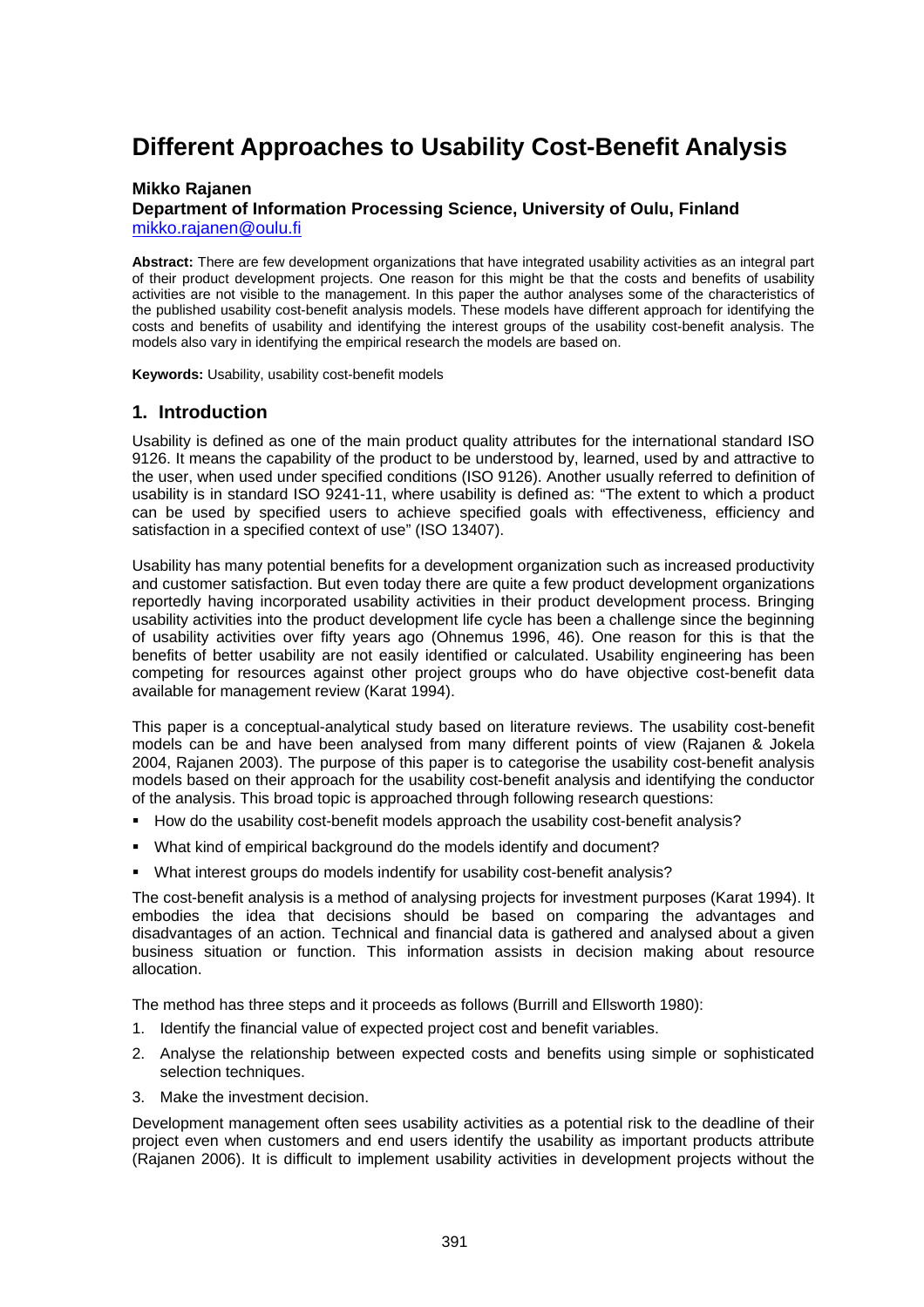# Different Approaches to Usability Cost-Benefit Analysis

**Mikko Rajanen**
**Department of Information Processing Science, University of Oulu, Finland**
mikko.rajanen@oulu.fi

**Abstract:** There are few development organizations that have integrated usability activities as an integral part of their product development projects. One reason for this might be that the costs and benefits of usability activities are not visible to the management. In this paper the author analyses some of the characteristics of the published usability cost-benefit analysis models. These models have different approach for identifying the costs and benefits of usability and identifying the interest groups of the usability cost-benefit analysis. The models also vary in identifying the empirical research the models are based on.

**Keywords:** Usability, usability cost-benefit models

## 1. Introduction

Usability is defined as one of the main product quality attributes for the international standard ISO 9126. It means the capability of the product to be understood by, learned, used by and attractive to the user, when used under specified conditions (ISO 9126). Another usually referred to definition of usability is in standard ISO 9241-11, where usability is defined as: "The extent to which a product can be used by specified users to achieve specified goals with effectiveness, efficiency and satisfaction in a specified context of use" (ISO 13407).

Usability has many potential benefits for a development organization such as increased productivity and customer satisfaction. But even today there are quite a few product development organizations reportedly having incorporated usability activities in their product development process. Bringing usability activities into the product development life cycle has been a challenge since the beginning of usability activities over fifty years ago (Ohnemus 1996, 46). One reason for this is that the benefits of better usability are not easily identified or calculated. Usability engineering has been competing for resources against other project groups who do have objective cost-benefit data available for management review (Karat 1994).

This paper is a conceptual-analytical study based on literature reviews. The usability cost-benefit models can be and have been analysed from many different points of view (Rajanen & Jokela 2004, Rajanen 2003). The purpose of this paper is to categorise the usability cost-benefit analysis models based on their approach for the usability cost-benefit analysis and identifying the conductor of the analysis. This broad topic is approached through following research questions:

- How do the usability cost-benefit models approach the usability cost-benefit analysis?
- What kind of empirical background do the models identify and document?
- What interest groups do models indentify for usability cost-benefit analysis?

The cost-benefit analysis is a method of analysing projects for investment purposes (Karat 1994). It embodies the idea that decisions should be based on comparing the advantages and disadvantages of an action. Technical and financial data is gathered and analysed about a given business situation or function. This information assists in decision making about resource allocation.

The method has three steps and it proceeds as follows (Burrill and Ellsworth 1980):

1. Identify the financial value of expected project cost and benefit variables.
2. Analyse the relationship between expected costs and benefits using simple or sophisticated selection techniques.
3. Make the investment decision.

Development management often sees usability activities as a potential risk to the deadline of their project even when customers and end users identify the usability as important products attribute (Rajanen 2006). It is difficult to implement usability activities in development projects without the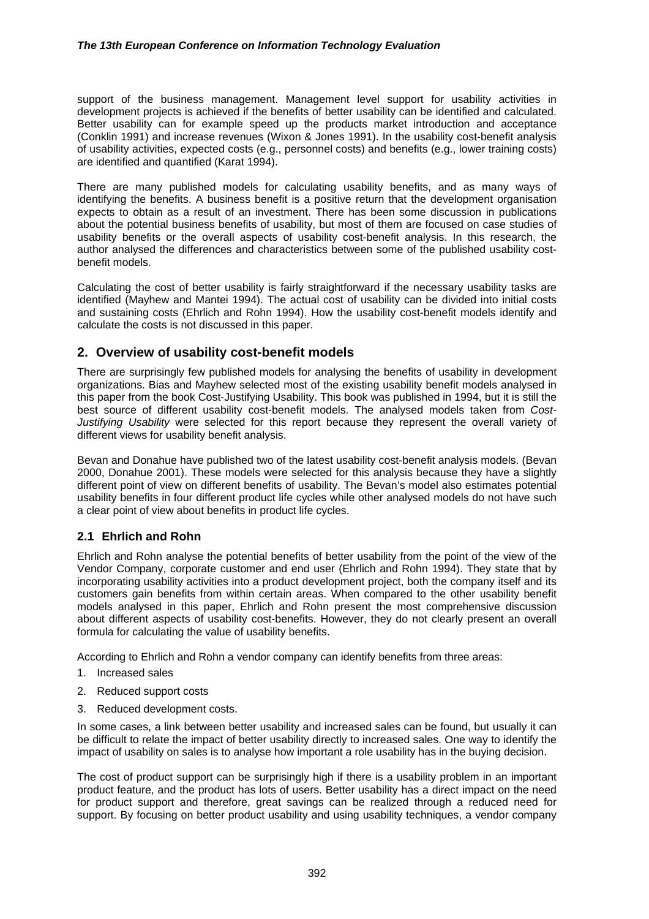support of the business management. Management level support for usability activities in development projects is achieved if the benefits of better usability can be identified and calculated. Better usability can for example speed up the products market introduction and acceptance (Conklin 1991) and increase revenues (Wixon & Jones 1991). In the usability cost-benefit analysis of usability activities, expected costs (e.g., personnel costs) and benefits (e.g., lower training costs) are identified and quantified (Karat 1994).

There are many published models for calculating usability benefits, and as many ways of identifying the benefits. A business benefit is a positive return that the development organisation expects to obtain as a result of an investment. There has been some discussion in publications about the potential business benefits of usability, but most of them are focused on case studies of usability benefits or the overall aspects of usability cost-benefit analysis. In this research, the author analysed the differences and characteristics between some of the published usability cost-benefit models.

Calculating the cost of better usability is fairly straightforward if the necessary usability tasks are identified (Mayhew and Mantei 1994). The actual cost of usability can be divided into initial costs and sustaining costs (Ehrlich and Rohn 1994). How the usability cost-benefit models identify and calculate the costs is not discussed in this paper.

## 2. Overview of usability cost-benefit models

There are surprisingly few published models for analysing the benefits of usability in development organizations. Bias and Mayhew selected most of the existing usability benefit models analysed in this paper from the book Cost-Justifying Usability. This book was published in 1994, but it is still the best source of different usability cost-benefit models. The analysed models taken from *Cost-Justifying Usability* were selected for this report because they represent the overall variety of different views for usability benefit analysis.

Bevan and Donahue have published two of the latest usability cost-benefit analysis models. (Bevan 2000, Donahue 2001). These models were selected for this analysis because they have a slightly different point of view on different benefits of usability. The Bevan's model also estimates potential usability benefits in four different product life cycles while other analysed models do not have such a clear point of view about benefits in product life cycles.

### 2.1 Ehrlich and Rohn

Ehrlich and Rohn analyse the potential benefits of better usability from the point of the view of the Vendor Company, corporate customer and end user (Ehrlich and Rohn 1994). They state that by incorporating usability activities into a product development project, both the company itself and its customers gain benefits from within certain areas. When compared to the other usability benefit models analysed in this paper, Ehrlich and Rohn present the most comprehensive discussion about different aspects of usability cost-benefits. However, they do not clearly present an overall formula for calculating the value of usability benefits.

According to Ehrlich and Rohn a vendor company can identify benefits from three areas:

1. Increased sales
2. Reduced support costs
3. Reduced development costs.

In some cases, a link between better usability and increased sales can be found, but usually it can be difficult to relate the impact of better usability directly to increased sales. One way to identify the impact of usability on sales is to analyse how important a role usability has in the buying decision.

The cost of product support can be surprisingly high if there is a usability problem in an important product feature, and the product has lots of users. Better usability has a direct impact on the need for product support and therefore, great savings can be realized through a reduced need for support. By focusing on better product usability and using usability techniques, a vendor company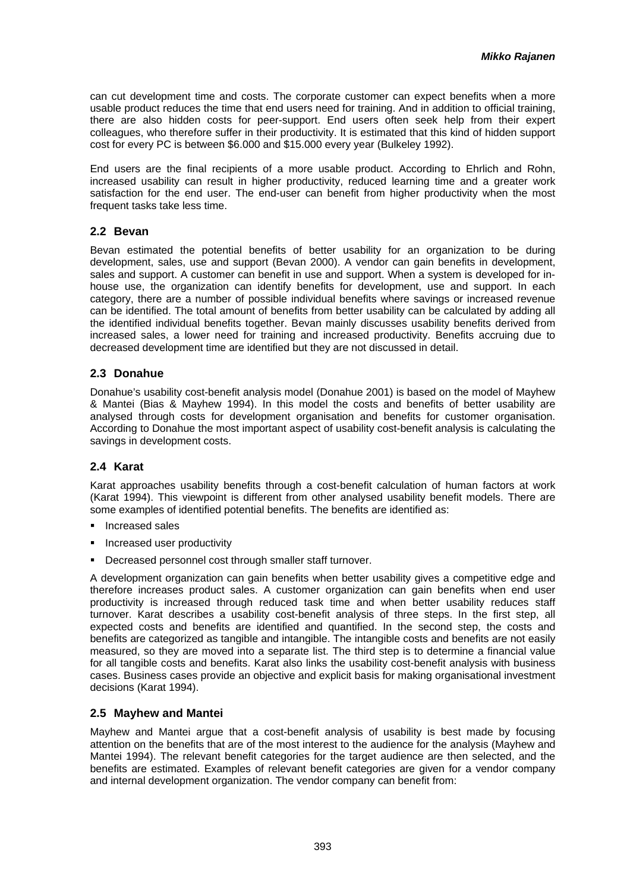can cut development time and costs. The corporate customer can expect benefits when a more usable product reduces the time that end users need for training. And in addition to official training, there are also hidden costs for peer-support. End users often seek help from their expert colleagues, who therefore suffer in their productivity. It is estimated that this kind of hidden support cost for every PC is between $6.000 and $15.000 every year (Bulkeley 1992).

End users are the final recipients of a more usable product. According to Ehrlich and Rohn, increased usability can result in higher productivity, reduced learning time and a greater work satisfaction for the end user. The end-user can benefit from higher productivity when the most frequent tasks take less time.

## 2.2 Bevan

Bevan estimated the potential benefits of better usability for an organization to be during development, sales, use and support (Bevan 2000). A vendor can gain benefits in development, sales and support. A customer can benefit in use and support. When a system is developed for in-house use, the organization can identify benefits for development, use and support. In each category, there are a number of possible individual benefits where savings or increased revenue can be identified. The total amount of benefits from better usability can be calculated by adding all the identified individual benefits together. Bevan mainly discusses usability benefits derived from increased sales, a lower need for training and increased productivity. Benefits accruing due to decreased development time are identified but they are not discussed in detail.

## 2.3 Donahue

Donahue's usability cost-benefit analysis model (Donahue 2001) is based on the model of Mayhew & Mantei (Bias & Mayhew 1994). In this model the costs and benefits of better usability are analysed through costs for development organisation and benefits for customer organisation. According to Donahue the most important aspect of usability cost-benefit analysis is calculating the savings in development costs.

## 2.4 Karat

Karat approaches usability benefits through a cost-benefit calculation of human factors at work (Karat 1994). This viewpoint is different from other analysed usability benefit models. There are some examples of identified potential benefits. The benefits are identified as:

- Increased sales
- Increased user productivity
- Decreased personnel cost through smaller staff turnover.

A development organization can gain benefits when better usability gives a competitive edge and therefore increases product sales. A customer organization can gain benefits when end user productivity is increased through reduced task time and when better usability reduces staff turnover. Karat describes a usability cost-benefit analysis of three steps. In the first step, all expected costs and benefits are identified and quantified. In the second step, the costs and benefits are categorized as tangible and intangible. The intangible costs and benefits are not easily measured, so they are moved into a separate list. The third step is to determine a financial value for all tangible costs and benefits. Karat also links the usability cost-benefit analysis with business cases. Business cases provide an objective and explicit basis for making organisational investment decisions (Karat 1994).

## 2.5 Mayhew and Mantei

Mayhew and Mantei argue that a cost-benefit analysis of usability is best made by focusing attention on the benefits that are of the most interest to the audience for the analysis (Mayhew and Mantei 1994). The relevant benefit categories for the target audience are then selected, and the benefits are estimated. Examples of relevant benefit categories are given for a vendor company and internal development organization. The vendor company can benefit from: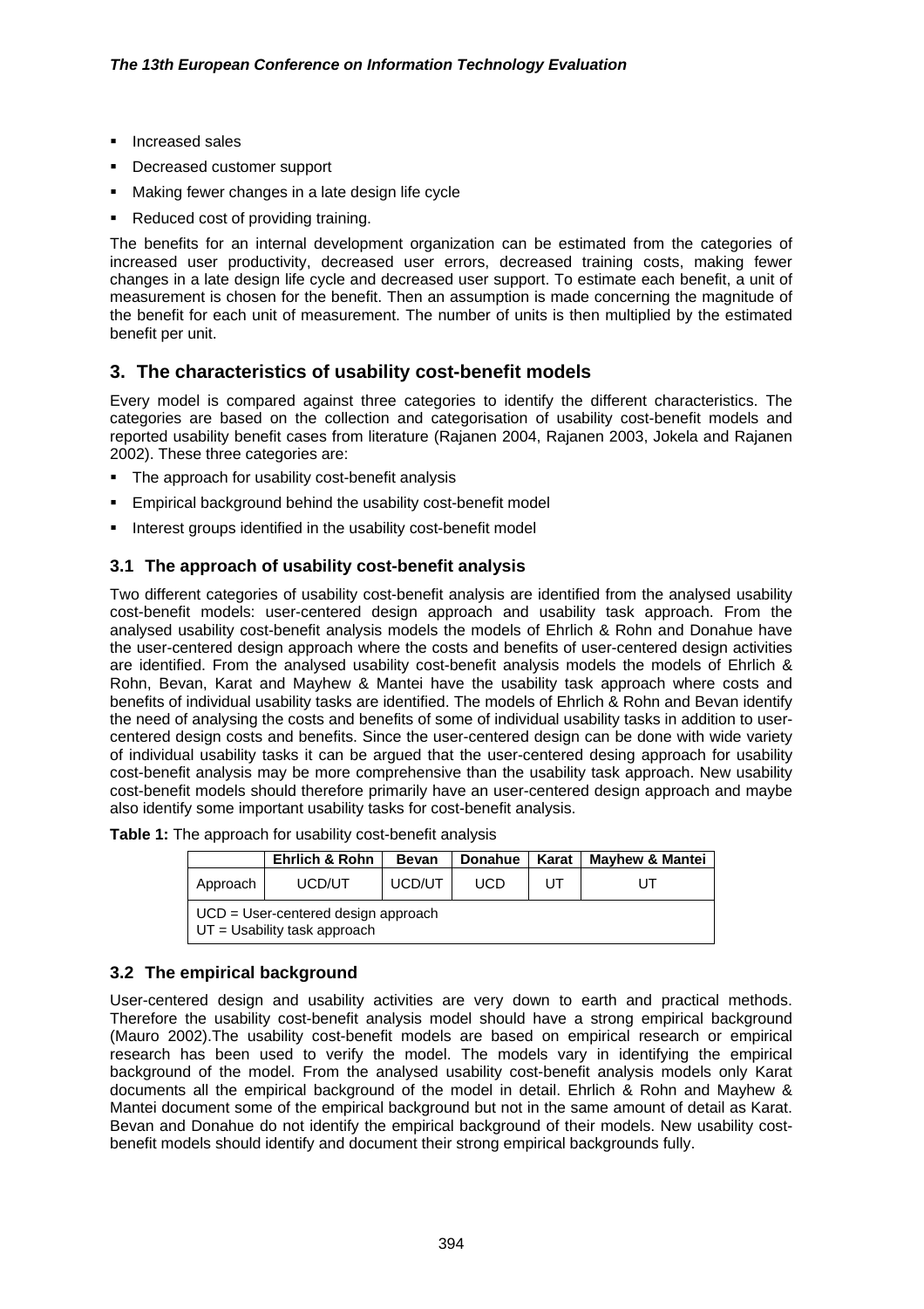- Increased sales
- Decreased customer support
- Making fewer changes in a late design life cycle
- Reduced cost of providing training.

The benefits for an internal development organization can be estimated from the categories of increased user productivity, decreased user errors, decreased training costs, making fewer changes in a late design life cycle and decreased user support. To estimate each benefit, a unit of measurement is chosen for the benefit. Then an assumption is made concerning the magnitude of the benefit for each unit of measurement. The number of units is then multiplied by the estimated benefit per unit.

## 3. The characteristics of usability cost-benefit models

Every model is compared against three categories to identify the different characteristics. The categories are based on the collection and categorisation of usability cost-benefit models and reported usability benefit cases from literature (Rajanen 2004, Rajanen 2003, Jokela and Rajanen 2002). These three categories are:

- The approach for usability cost-benefit analysis
- Empirical background behind the usability cost-benefit model
- Interest groups identified in the usability cost-benefit model

### 3.1 The approach of usability cost-benefit analysis

Two different categories of usability cost-benefit analysis are identified from the analysed usability cost-benefit models: user-centered design approach and usability task approach. From the analysed usability cost-benefit analysis models the models of Ehrlich & Rohn and Donahue have the user-centered design approach where the costs and benefits of user-centered design activities are identified. From the analysed usability cost-benefit analysis models the models of Ehrlich & Rohn, Bevan, Karat and Mayhew & Mantei have the usability task approach where costs and benefits of individual usability tasks are identified. The models of Ehrlich & Rohn and Bevan identify the need of analysing the costs and benefits of some of individual usability tasks in addition to user-centered design costs and benefits. Since the user-centered design can be done with wide variety of individual usability tasks it can be argued that the user-centered desing approach for usability cost-benefit analysis may be more comprehensive than the usability task approach. New usability cost-benefit models should therefore primarily have an user-centered design approach and maybe also identify some important usability tasks for cost-benefit analysis.

**Table 1:** The approach for usability cost-benefit analysis

| | **Ehrlich & Rohn** | **Bevan** | **Donahue** | **Karat** | **Mayhew & Mantei** |
|---|---|---|---|---|---|
| Approach | UCD/UT | UCD/UT | UCD | UT | UT |
| UCD = User-centered design approach<br>UT = Usability task approach | | | | | |

### 3.2 The empirical background

User-centered design and usability activities are very down to earth and practical methods. Therefore the usability cost-benefit analysis model should have a strong empirical background (Mauro 2002).The usability cost-benefit models are based on empirical research or empirical research has been used to verify the model. The models vary in identifying the empirical background of the model. From the analysed usability cost-benefit analysis models only Karat documents all the empirical background of the model in detail. Ehrlich & Rohn and Mayhew & Mantei document some of the empirical background but not in the same amount of detail as Karat. Bevan and Donahue do not identify the empirical background of their models. New usability cost-benefit models should identify and document their strong empirical backgrounds fully.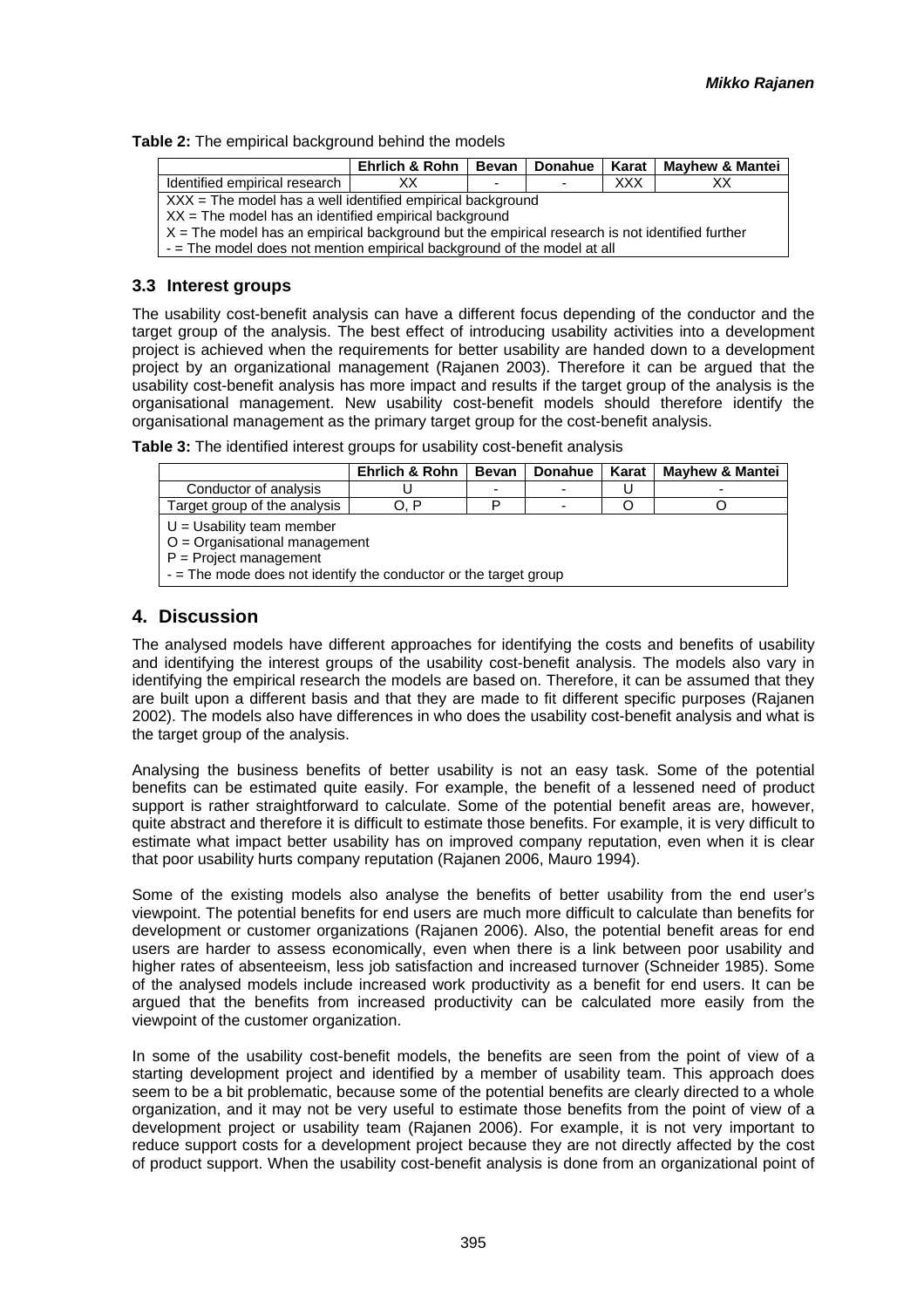**Table 2:** The empirical background behind the models

| | Ehrlich & Rohn | Bevan | Donahue | Karat | Mayhew & Mantei |
|---|---|---|---|---|---|
| Identified empirical research | XX | - | - | XXX | XX |
| XXX = The model has a well identified empirical background<br>XX = The model has an identified empirical background<br>X = The model has an empirical background but the empirical research is not identified further<br>- = The model does not mention empirical background of the model at all | | | | | |

### 3.3 Interest groups

The usability cost-benefit analysis can have a different focus depending of the conductor and the target group of the analysis. The best effect of introducing usability activities into a development project is achieved when the requirements for better usability are handed down to a development project by an organizational management (Rajanen 2003). Therefore it can be argued that the usability cost-benefit analysis has more impact and results if the target group of the analysis is the organisational management. New usability cost-benefit models should therefore identify the organisational management as the primary target group for the cost-benefit analysis.

**Table 3:** The identified interest groups for usability cost-benefit analysis

| | Ehrlich & Rohn | Bevan | Donahue | Karat | Mayhew & Mantei |
|---|---|---|---|---|---|
| Conductor of analysis | U | - | - | U | - |
| Target group of the analysis | O, P | P | - | O | O |
| U = Usability team member<br>O = Organisational management<br>P = Project management<br>- = The mode does not identify the conductor or the target group | | | | | |

## 4. Discussion

The analysed models have different approaches for identifying the costs and benefits of usability and identifying the interest groups of the usability cost-benefit analysis. The models also vary in identifying the empirical research the models are based on. Therefore, it can be assumed that they are built upon a different basis and that they are made to fit different specific purposes (Rajanen 2002). The models also have differences in who does the usability cost-benefit analysis and what is the target group of the analysis.

Analysing the business benefits of better usability is not an easy task. Some of the potential benefits can be estimated quite easily. For example, the benefit of a lessened need of product support is rather straightforward to calculate. Some of the potential benefit areas are, however, quite abstract and therefore it is difficult to estimate those benefits. For example, it is very difficult to estimate what impact better usability has on improved company reputation, even when it is clear that poor usability hurts company reputation (Rajanen 2006, Mauro 1994).

Some of the existing models also analyse the benefits of better usability from the end user's viewpoint. The potential benefits for end users are much more difficult to calculate than benefits for development or customer organizations (Rajanen 2006). Also, the potential benefit areas for end users are harder to assess economically, even when there is a link between poor usability and higher rates of absenteeism, less job satisfaction and increased turnover (Schneider 1985). Some of the analysed models include increased work productivity as a benefit for end users. It can be argued that the benefits from increased productivity can be calculated more easily from the viewpoint of the customer organization.

In some of the usability cost-benefit models, the benefits are seen from the point of view of a starting development project and identified by a member of usability team. This approach does seem to be a bit problematic, because some of the potential benefits are clearly directed to a whole organization, and it may not be very useful to estimate those benefits from the point of view of a development project or usability team (Rajanen 2006). For example, it is not very important to reduce support costs for a development project because they are not directly affected by the cost of product support. When the usability cost-benefit analysis is done from an organizational point of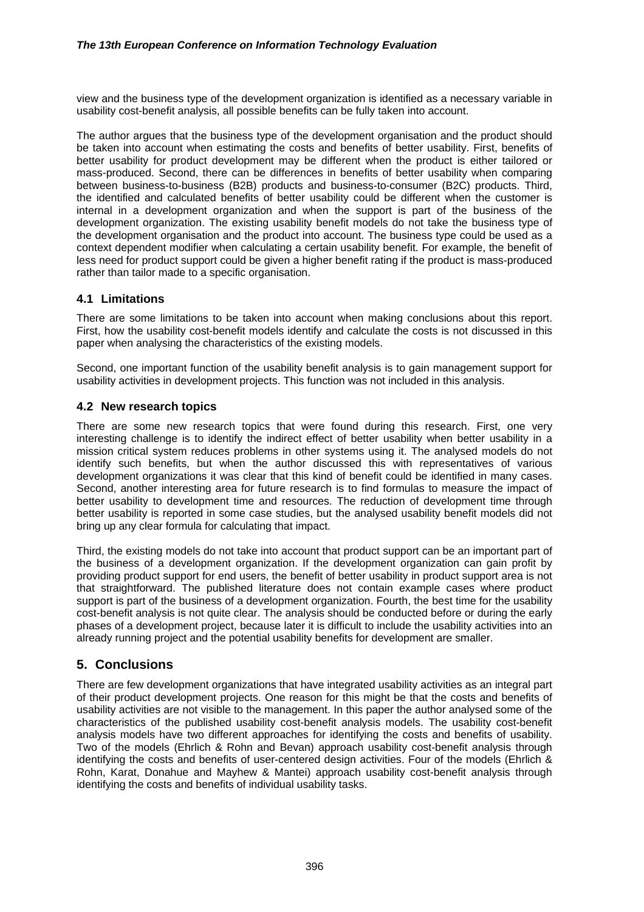view and the business type of the development organization is identified as a necessary variable in usability cost-benefit analysis, all possible benefits can be fully taken into account.

The author argues that the business type of the development organisation and the product should be taken into account when estimating the costs and benefits of better usability. First, benefits of better usability for product development may be different when the product is either tailored or mass-produced. Second, there can be differences in benefits of better usability when comparing between business-to-business (B2B) products and business-to-consumer (B2C) products. Third, the identified and calculated benefits of better usability could be different when the customer is internal in a development organization and when the support is part of the business of the development organization. The existing usability benefit models do not take the business type of the development organisation and the product into account. The business type could be used as a context dependent modifier when calculating a certain usability benefit. For example, the benefit of less need for product support could be given a higher benefit rating if the product is mass-produced rather than tailor made to a specific organisation.

### 4.1 Limitations

There are some limitations to be taken into account when making conclusions about this report. First, how the usability cost-benefit models identify and calculate the costs is not discussed in this paper when analysing the characteristics of the existing models.

Second, one important function of the usability benefit analysis is to gain management support for usability activities in development projects. This function was not included in this analysis.

### 4.2 New research topics

There are some new research topics that were found during this research. First, one very interesting challenge is to identify the indirect effect of better usability when better usability in a mission critical system reduces problems in other systems using it. The analysed models do not identify such benefits, but when the author discussed this with representatives of various development organizations it was clear that this kind of benefit could be identified in many cases. Second, another interesting area for future research is to find formulas to measure the impact of better usability to development time and resources. The reduction of development time through better usability is reported in some case studies, but the analysed usability benefit models did not bring up any clear formula for calculating that impact.

Third, the existing models do not take into account that product support can be an important part of the business of a development organization. If the development organization can gain profit by providing product support for end users, the benefit of better usability in product support area is not that straightforward. The published literature does not contain example cases where product support is part of the business of a development organization. Fourth, the best time for the usability cost-benefit analysis is not quite clear. The analysis should be conducted before or during the early phases of a development project, because later it is difficult to include the usability activities into an already running project and the potential usability benefits for development are smaller.

## 5. Conclusions

There are few development organizations that have integrated usability activities as an integral part of their product development projects. One reason for this might be that the costs and benefits of usability activities are not visible to the management. In this paper the author analysed some of the characteristics of the published usability cost-benefit analysis models. The usability cost-benefit analysis models have two different approaches for identifying the costs and benefits of usability. Two of the models (Ehrlich & Rohn and Bevan) approach usability cost-benefit analysis through identifying the costs and benefits of user-centered design activities. Four of the models (Ehrlich & Rohn, Karat, Donahue and Mayhew & Mantei) approach usability cost-benefit analysis through identifying the costs and benefits of individual usability tasks.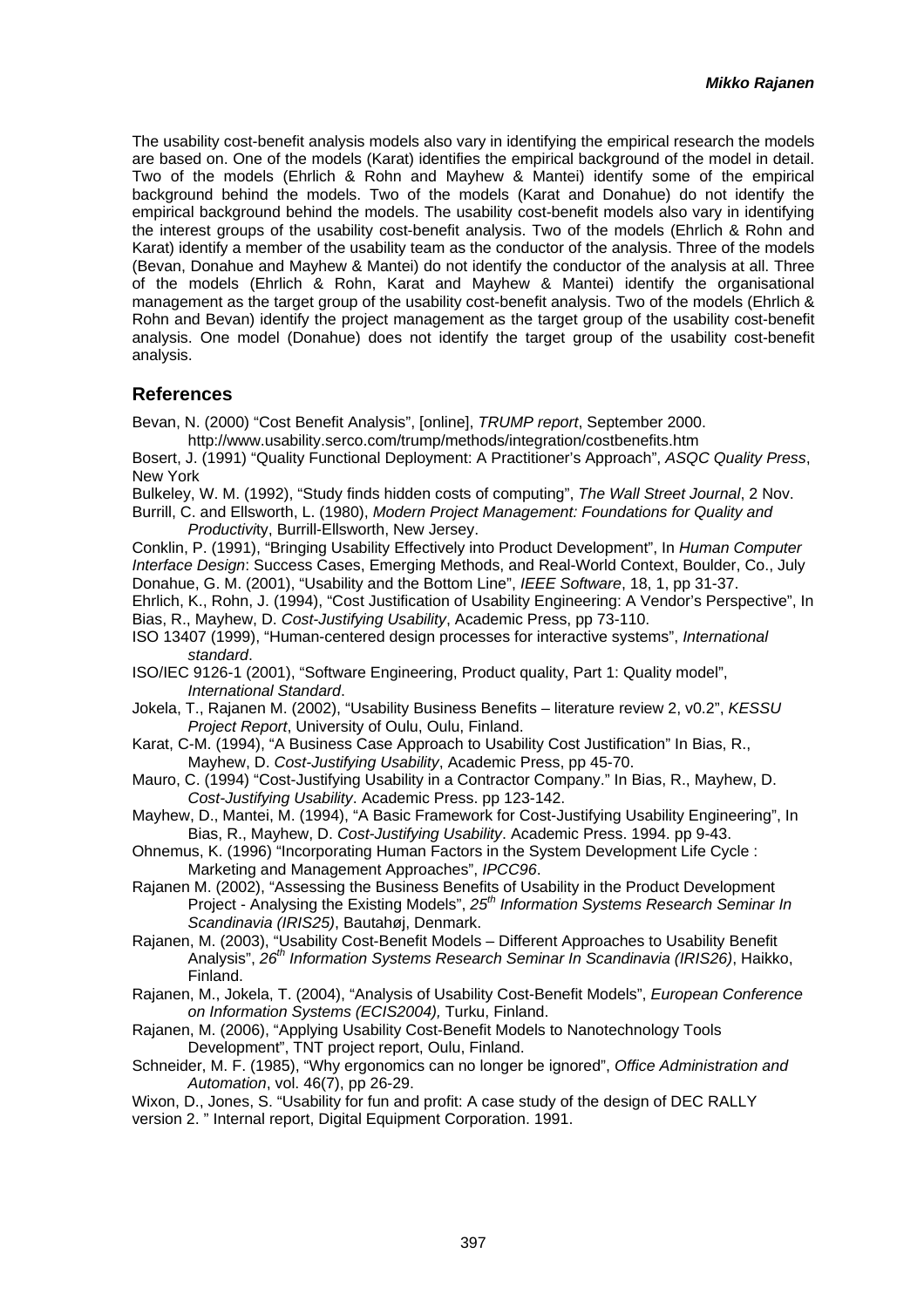The usability cost-benefit analysis models also vary in identifying the empirical research the models are based on. One of the models (Karat) identifies the empirical background of the model in detail. Two of the models (Ehrlich & Rohn and Mayhew & Mantei) identify some of the empirical background behind the models. Two of the models (Karat and Donahue) do not identify the empirical background behind the models. The usability cost-benefit models also vary in identifying the interest groups of the usability cost-benefit analysis. Two of the models (Ehrlich & Rohn and Karat) identify a member of the usability team as the conductor of the analysis. Three of the models (Bevan, Donahue and Mayhew & Mantei) do not identify the conductor of the analysis at all. Three of the models (Ehrlich & Rohn, Karat and Mayhew & Mantei) identify the organisational management as the target group of the usability cost-benefit analysis. Two of the models (Ehrlich & Rohn and Bevan) identify the project management as the target group of the usability cost-benefit analysis. One model (Donahue) does not identify the target group of the usability cost-benefit analysis.

## References

Bevan, N. (2000) "Cost Benefit Analysis", [online], *TRUMP report*, September 2000. http://www.usability.serco.com/trump/methods/integration/costbenefits.htm

Bosert, J. (1991) "Quality Functional Deployment: A Practitioner's Approach", *ASQC Quality Press*, New York

Bulkeley, W. M. (1992), "Study finds hidden costs of computing", *The Wall Street Journal*, 2 Nov.

Burrill, C. and Ellsworth, L. (1980), *Modern Project Management: Foundations for Quality and Productivity*, Burrill-Ellsworth, New Jersey.

Conklin, P. (1991), "Bringing Usability Effectively into Product Development", In *Human Computer Interface Design*: Success Cases, Emerging Methods, and Real-World Context, Boulder, Co., July

Donahue, G. M. (2001), "Usability and the Bottom Line", *IEEE Software*, 18, 1, pp 31-37.

Ehrlich, K., Rohn, J. (1994), "Cost Justification of Usability Engineering: A Vendor's Perspective", In Bias, R., Mayhew, D. *Cost-Justifying Usability*, Academic Press, pp 73-110.

ISO 13407 (1999), "Human-centered design processes for interactive systems", *International standard*.

ISO/IEC 9126-1 (2001), "Software Engineering, Product quality, Part 1: Quality model", *International Standard*.

Jokela, T., Rajanen M. (2002), "Usability Business Benefits – literature review 2, v0.2", *KESSU Project Report*, University of Oulu, Oulu, Finland.

Karat, C-M. (1994), "A Business Case Approach to Usability Cost Justification" In Bias, R., Mayhew, D. *Cost-Justifying Usability*, Academic Press, pp 45-70.

Mauro, C. (1994) "Cost-Justifying Usability in a Contractor Company." In Bias, R., Mayhew, D. *Cost-Justifying Usability*. Academic Press. pp 123-142.

Mayhew, D., Mantei, M. (1994), "A Basic Framework for Cost-Justifying Usability Engineering", In Bias, R., Mayhew, D. *Cost-Justifying Usability*. Academic Press. 1994. pp 9-43.

Ohnemus, K. (1996) "Incorporating Human Factors in the System Development Life Cycle : Marketing and Management Approaches", *IPCC96*.

Rajanen M. (2002), "Assessing the Business Benefits of Usability in the Product Development Project - Analysing the Existing Models", *25th Information Systems Research Seminar In Scandinavia (IRIS25)*, Bautahøj, Denmark.

Rajanen, M. (2003), "Usability Cost-Benefit Models – Different Approaches to Usability Benefit Analysis", *26th Information Systems Research Seminar In Scandinavia (IRIS26)*, Haikko, Finland.

Rajanen, M., Jokela, T. (2004), "Analysis of Usability Cost-Benefit Models", *European Conference on Information Systems (ECIS2004),* Turku, Finland.

Rajanen, M. (2006), "Applying Usability Cost-Benefit Models to Nanotechnology Tools Development", TNT project report, Oulu, Finland.

Schneider, M. F. (1985), "Why ergonomics can no longer be ignored", *Office Administration and Automation*, vol. 46(7), pp 26-29.

Wixon, D., Jones, S. "Usability for fun and profit: A case study of the design of DEC RALLY version 2. " Internal report, Digital Equipment Corporation. 1991.